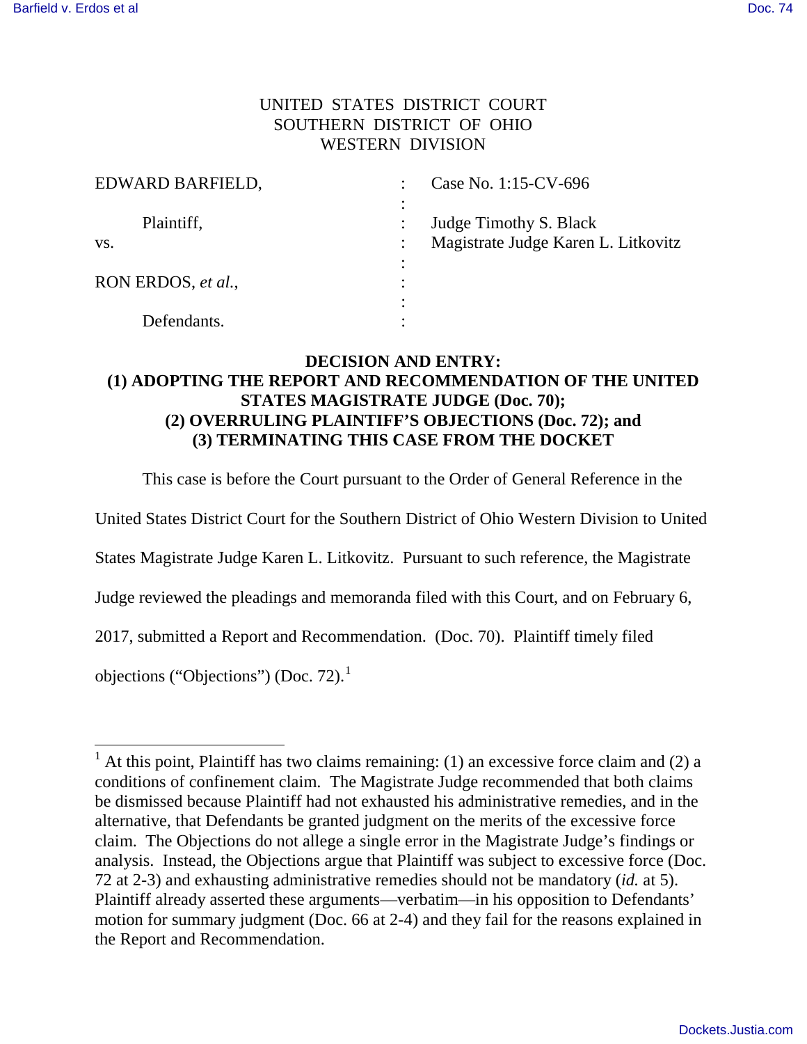UNITED STATES DISTRICT COURT
SOUTHERN DISTRICT OF OHIO
WESTERN DIVISION

| | | |
|---|---|---|
| EDWARD BARFIELD, | : | Case No. 1:15-CV-696 |
| | : | |
| Plaintiff, | : | Judge Timothy S. Black |
| vs. | : | Magistrate Judge Karen L. Litkovitz |
| | : | |
| RON ERDOS, *et al.*, | : | |
| | : | |
| Defendants. | : | |

**DECISION AND ENTRY:**
**(1) ADOPTING THE REPORT AND RECOMMENDATION OF THE UNITED STATES MAGISTRATE JUDGE (Doc. 70);**
**(2) OVERRULING PLAINTIFF'S OBJECTIONS (Doc. 72); and**
**(3) TERMINATING THIS CASE FROM THE DOCKET**

This case is before the Court pursuant to the Order of General Reference in the United States District Court for the Southern District of Ohio Western Division to United States Magistrate Judge Karen L. Litkovitz. Pursuant to such reference, the Magistrate Judge reviewed the pleadings and memoranda filed with this Court, and on February 6, 2017, submitted a Report and Recommendation. (Doc. 70). Plaintiff timely filed objections ("Objections") (Doc. 72).[1]

[1] At this point, Plaintiff has two claims remaining: (1) an excessive force claim and (2) a conditions of confinement claim. The Magistrate Judge recommended that both claims be dismissed because Plaintiff had not exhausted his administrative remedies, and in the alternative, that Defendants be granted judgment on the merits of the excessive force claim. The Objections do not allege a single error in the Magistrate Judge's findings or analysis. Instead, the Objections argue that Plaintiff was subject to excessive force (Doc. 72 at 2-3) and exhausting administrative remedies should not be mandatory (*id.* at 5). Plaintiff already asserted these arguments—verbatim—in his opposition to Defendants' motion for summary judgment (Doc. 66 at 2-4) and they fail for the reasons explained in the Report and Recommendation.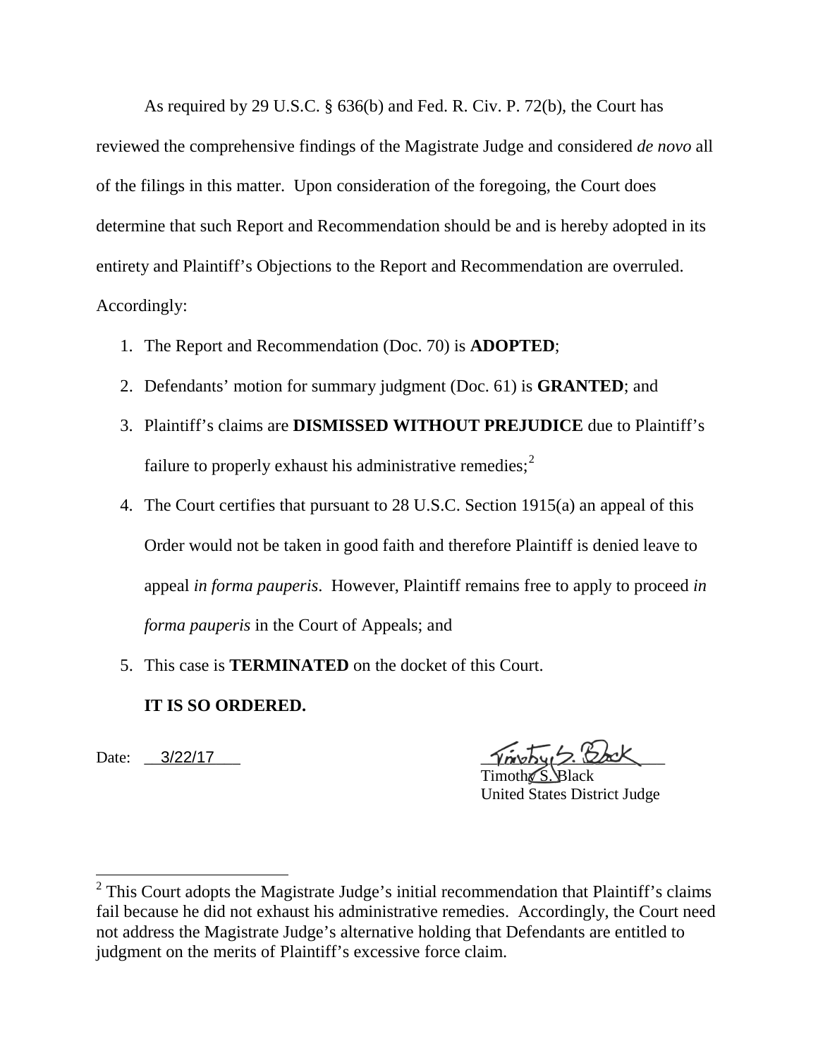As required by 29 U.S.C. § 636(b) and Fed. R. Civ. P. 72(b), the Court has reviewed the comprehensive findings of the Magistrate Judge and considered *de novo* all of the filings in this matter. Upon consideration of the foregoing, the Court does determine that such Report and Recommendation should be and is hereby adopted in its entirety and Plaintiff's Objections to the Report and Recommendation are overruled. Accordingly:

1. The Report and Recommendation (Doc. 70) is **ADOPTED**;
2. Defendants' motion for summary judgment (Doc. 61) is **GRANTED**; and
3. Plaintiff's claims are **DISMISSED WITHOUT PREJUDICE** due to Plaintiff's failure to properly exhaust his administrative remedies;[2]
4. The Court certifies that pursuant to 28 U.S.C. Section 1915(a) an appeal of this Order would not be taken in good faith and therefore Plaintiff is denied leave to appeal *in forma pauperis*. However, Plaintiff remains free to apply to proceed *in forma pauperis* in the Court of Appeals; and
5. This case is **TERMINATED** on the docket of this Court.

**IT IS SO ORDERED.**

Date: 3/22/17

Timothy S. Black
United States District Judge

[2] This Court adopts the Magistrate Judge's initial recommendation that Plaintiff's claims fail because he did not exhaust his administrative remedies. Accordingly, the Court need not address the Magistrate Judge's alternative holding that Defendants are entitled to judgment on the merits of Plaintiff's excessive force claim.